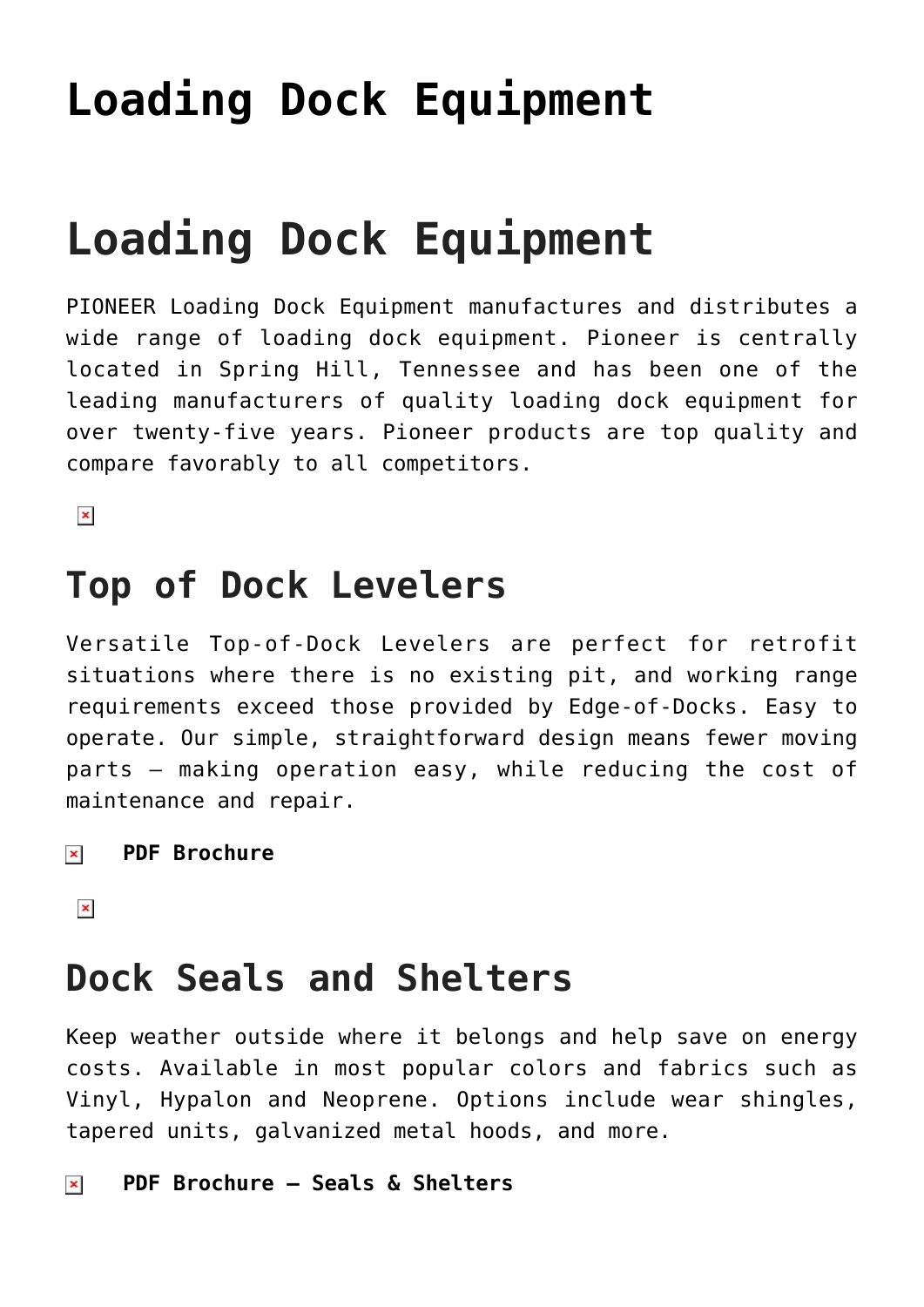# Loading Dock Equipment

# Loading Dock Equipment

PIONEER Loading Dock Equipment manufactures and distributes a wide range of loading dock equipment. Pioneer is centrally located in Spring Hill, Tennessee and has been one of the leading manufacturers of quality loading dock equipment for over twenty-five years. Pioneer products are top quality and compare favorably to all competitors.

## Top of Dock Levelers

Versatile Top-of-Dock Levelers are perfect for retrofit situations where there is no existing pit, and working range requirements exceed those provided by Edge-of-Docks. Easy to operate. Our simple, straightforward design means fewer moving parts – making operation easy, while reducing the cost of maintenance and repair.

**PDF Brochure**

## Dock Seals and Shelters

Keep weather outside where it belongs and help save on energy costs. Available in most popular colors and fabrics such as Vinyl, Hypalon and Neoprene. Options include wear shingles, tapered units, galvanized metal hoods, and more.

**PDF Brochure – Seals & Shelters**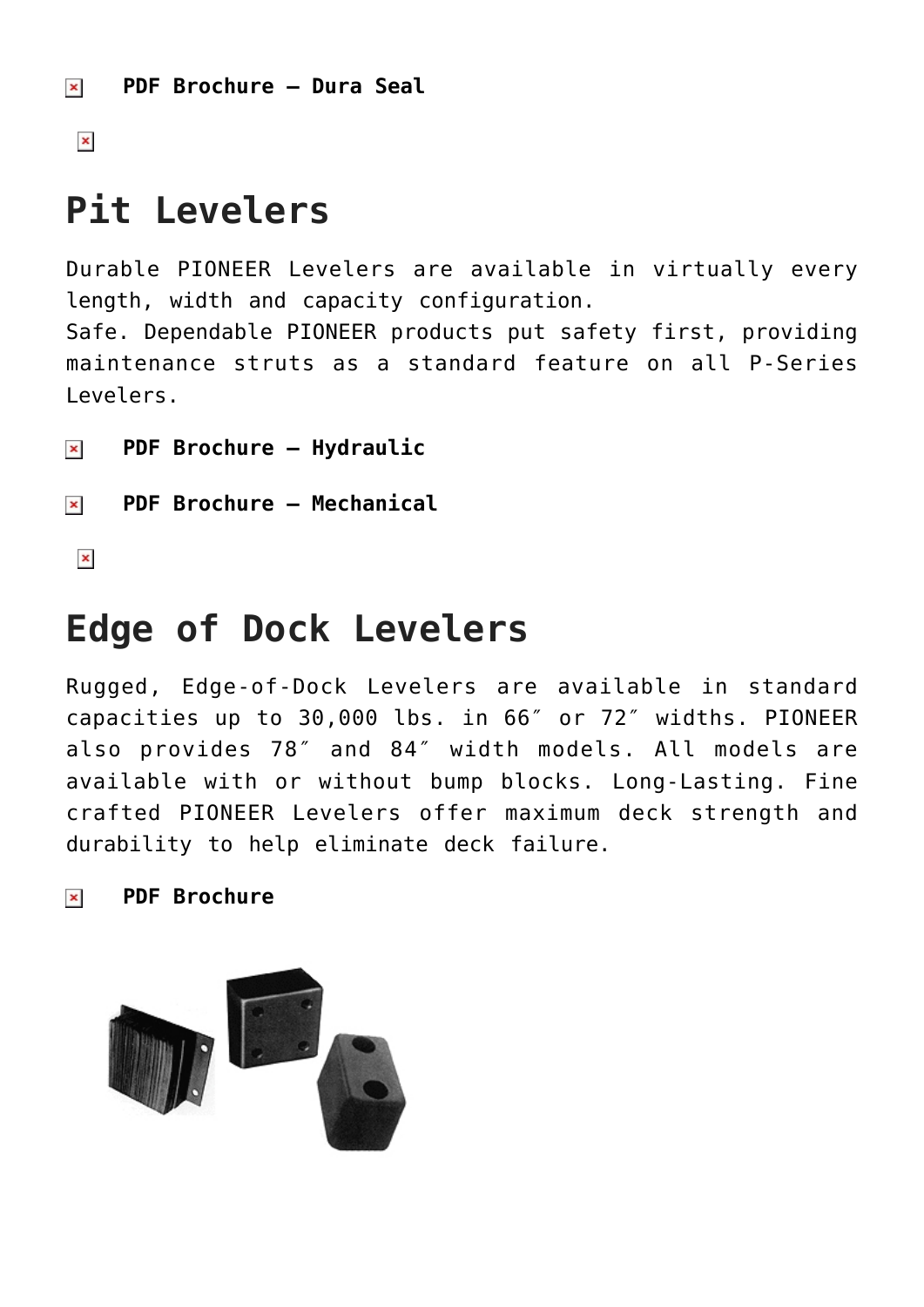- **PDF Brochure – Dura Seal**

# Pit Levelers

Durable PIONEER Levelers are available in virtually every length, width and capacity configuration.
Safe. Dependable PIONEER products put safety first, providing maintenance struts as a standard feature on all P-Series Levelers.

- **PDF Brochure – Hydraulic**
- **PDF Brochure – Mechanical**

# Edge of Dock Levelers

Rugged, Edge-of-Dock Levelers are available in standard capacities up to 30,000 lbs. in 66″ or 72″ widths. PIONEER also provides 78″ and 84″ width models. All models are available with or without bump blocks. Long-Lasting. Fine crafted PIONEER Levelers offer maximum deck strength and durability to help eliminate deck failure.

- **PDF Brochure**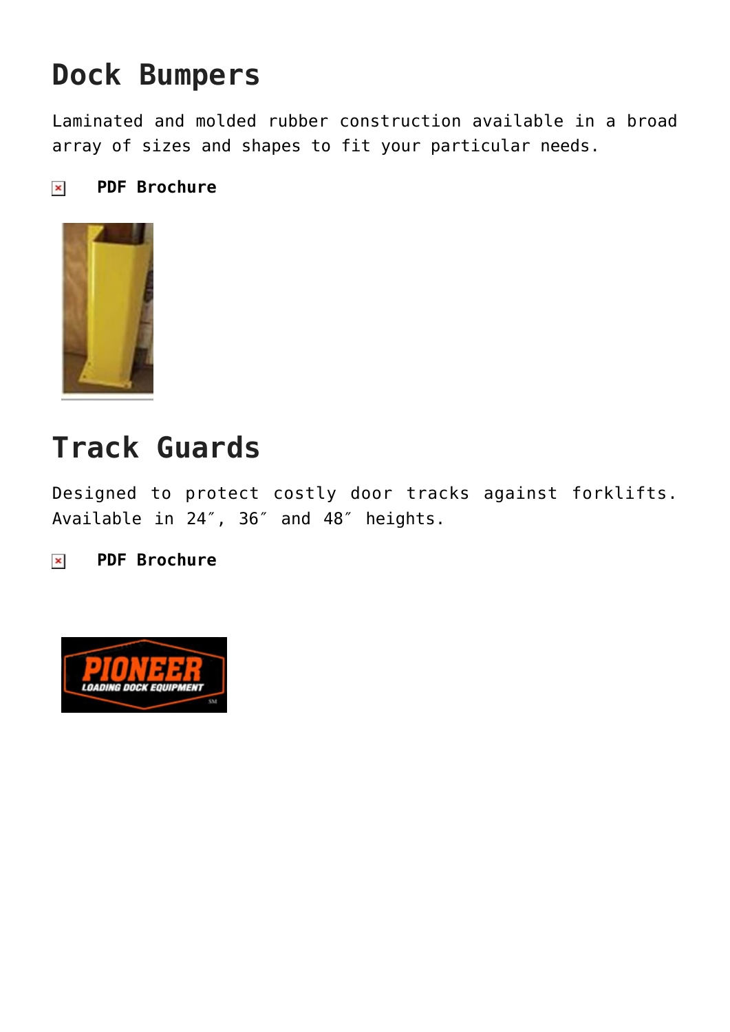## Dock Bumpers

Laminated and molded rubber construction available in a broad array of sizes and shapes to fit your particular needs.

**PDF Brochure**

## Track Guards

Designed to protect costly door tracks against forklifts. Available in 24″, 36″ and 48″ heights.

**PDF Brochure**